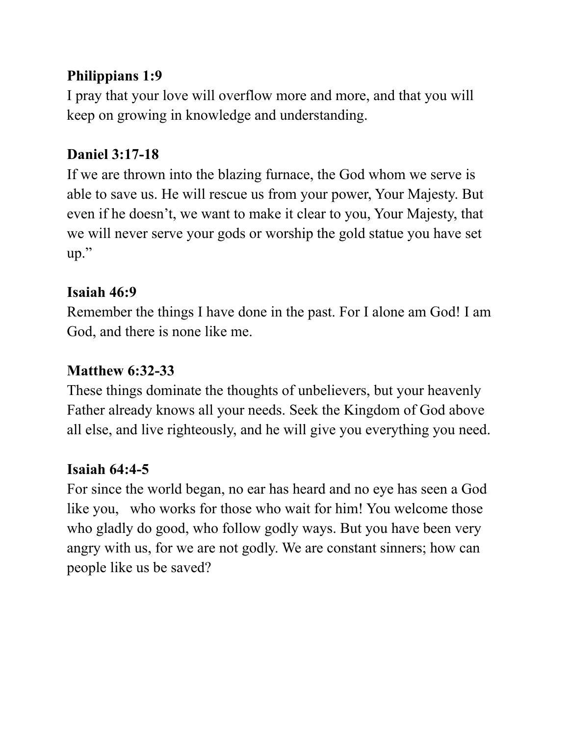**Philippians 1:9**
I pray that your love will overflow more and more, and that you will keep on growing in knowledge and understanding.

**Daniel 3:17-18**
If we are thrown into the blazing furnace, the God whom we serve is able to save us. He will rescue us from your power, Your Majesty. But even if he doesn't, we want to make it clear to you, Your Majesty, that we will never serve your gods or worship the gold statue you have set up."

**Isaiah 46:9**
Remember the things I have done in the past. For I alone am God! I am God, and there is none like me.

**Matthew 6:32-33**
These things dominate the thoughts of unbelievers, but your heavenly Father already knows all your needs. Seek the Kingdom of God above all else, and live righteously, and he will give you everything you need.

**Isaiah 64:4-5**
For since the world began, no ear has heard and no eye has seen a God like you, who works for those who wait for him! You welcome those who gladly do good, who follow godly ways. But you have been very angry with us, for we are not godly. We are constant sinners; how can people like us be saved?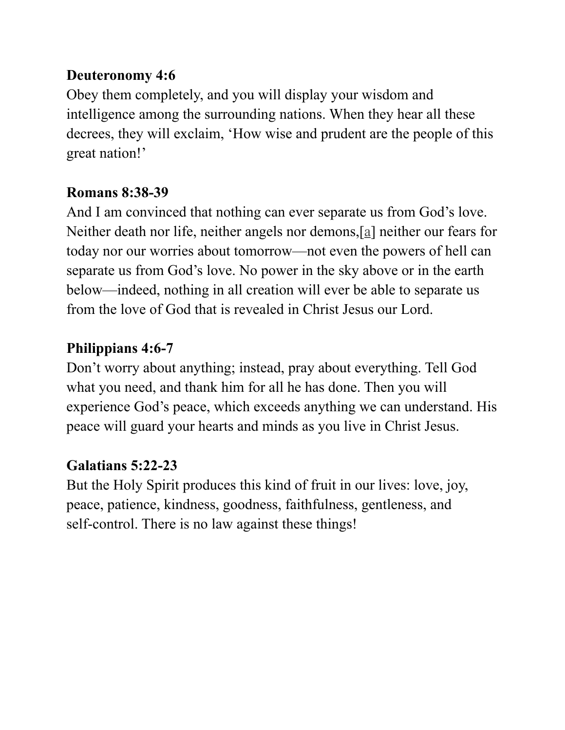**Deuteronomy 4:6**
Obey them completely, and you will display your wisdom and intelligence among the surrounding nations. When they hear all these decrees, they will exclaim, 'How wise and prudent are the people of this great nation!'

**Romans 8:38-39**
And I am convinced that nothing can ever separate us from God's love. Neither death nor life, neither angels nor demons,[a] neither our fears for today nor our worries about tomorrow—not even the powers of hell can separate us from God's love. No power in the sky above or in the earth below—indeed, nothing in all creation will ever be able to separate us from the love of God that is revealed in Christ Jesus our Lord.

**Philippians 4:6-7**
Don't worry about anything; instead, pray about everything. Tell God what you need, and thank him for all he has done. Then you will experience God's peace, which exceeds anything we can understand. His peace will guard your hearts and minds as you live in Christ Jesus.

**Galatians 5:22-23**
But the Holy Spirit produces this kind of fruit in our lives: love, joy, peace, patience, kindness, goodness, faithfulness, gentleness, and self-control. There is no law against these things!